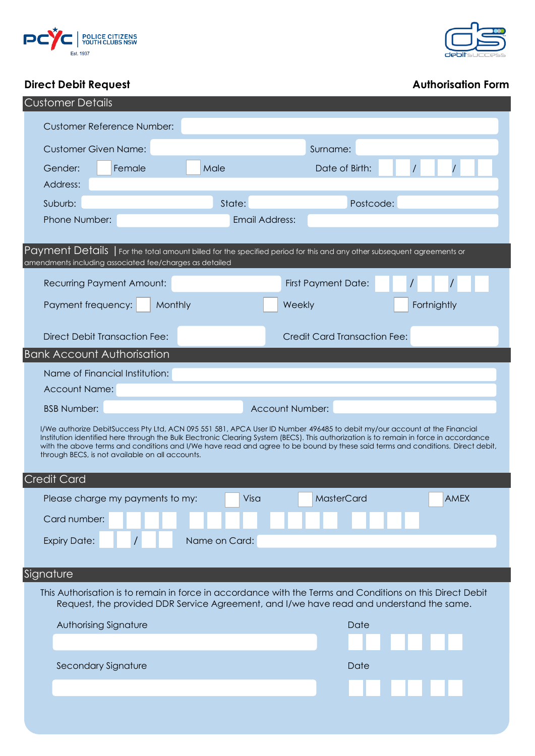POLICE CITIZENS YOUTH CLUBS NSW

Est. 1937

debitsuccess

**Direct Debit Request** **Authorisation Form**

## Customer Details

Customer Reference Number:

Customer Given Name: Surname:

Gender: ☐ Female ☐ Male Date of Birth: / /

Address:

Suburb: State: Postcode:

Phone Number: Email Address:

## Payment Details | For the total amount billed for the specified period for this and any other subsequent agreements or amendments including associated fee/charges as detailed

Recurring Payment Amount: First Payment Date: / /

Payment frequency: ☐ Monthly ☐ Weekly ☐ Fortnightly

Direct Debit Transaction Fee: Credit Card Transaction Fee:

## Bank Account Authorisation

Name of Financial Institution:

Account Name:

BSB Number: Account Number:

I/We authorize DebitSuccess Pty Ltd, ACN 095 551 581, APCA User ID Number 496485 to debit my/our account at the Financial Institution identified here through the Bulk Electronic Clearing System (BECS). This authorization is to remain in force in accordance with the above terms and conditions and I/We have read and agree to be bound by these said terms and conditions. Direct debit, through BECS, is not available on all accounts.

## Credit Card

Please charge my payments to my: ☐ Visa ☐ MasterCard ☐ AMEX

Card number:

Expiry Date: / Name on Card:

## Signature

This Authorisation is to remain in force in accordance with the Terms and Conditions on this Direct Debit Request, the provided DDR Service Agreement, and I/we have read and understand the same.

Authorising Signature Date

Secondary Signature Date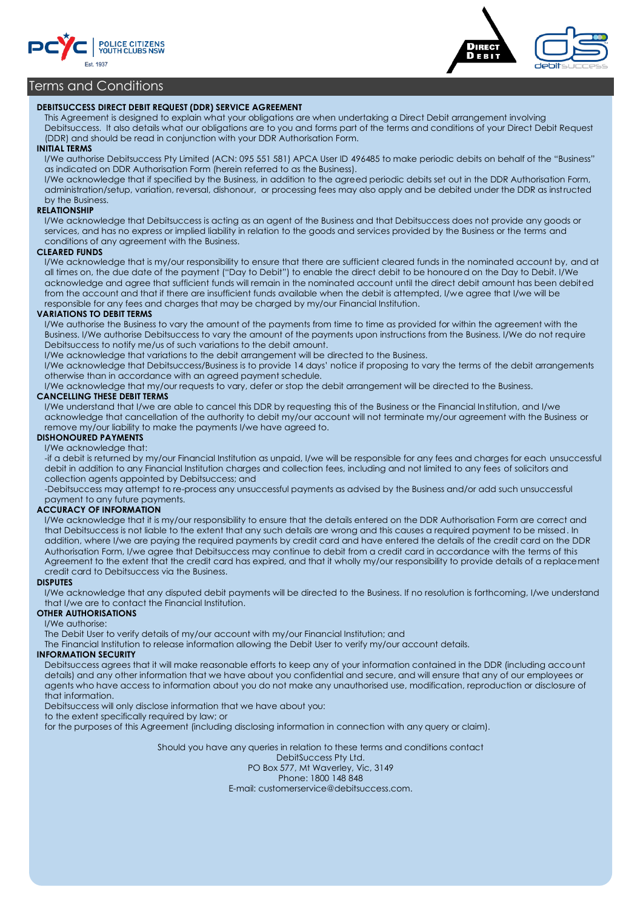# Terms and Conditions

**DEBITSUCCESS DIRECT DEBIT REQUEST (DDR) SERVICE AGREEMENT**

This Agreement is designed to explain what your obligations are when undertaking a Direct Debit arrangement involving Debitsuccess. It also details what our obligations are to you and forms part of the terms and conditions of your Direct Debit Request (DDR) and should be read in conjunction with your DDR Authorisation Form.

**INITIAL TERMS**

I/We authorise Debitsuccess Pty Limited (ACN: 095 551 581) APCA User ID 496485 to make periodic debits on behalf of the "Business" as indicated on DDR Authorisation Form (herein referred to as the Business).

I/We acknowledge that if specified by the Business, in addition to the agreed periodic debits set out in the DDR Authorisation Form, administration/setup, variation, reversal, dishonour, or processing fees may also apply and be debited under the DDR as instructed by the Business.

**RELATIONSHIP**

I/We acknowledge that Debitsuccess is acting as an agent of the Business and that Debitsuccess does not provide any goods or services, and has no express or implied liability in relation to the goods and services provided by the Business or the terms and conditions of any agreement with the Business.

**CLEARED FUNDS**

I/We acknowledge that it is my/our responsibility to ensure that there are sufficient cleared funds in the nominated account by, and at all times on, the due date of the payment ("Day to Debit") to enable the direct debit to be honoured on the Day to Debit. I/We acknowledge and agree that sufficient funds will remain in the nominated account until the direct debit amount has been debited from the account and that if there are insufficient funds available when the debit is attempted, I/we agree that I/we will be responsible for any fees and charges that may be charged by my/our Financial Institution.

**VARIATIONS TO DEBIT TERMS**

I/We authorise the Business to vary the amount of the payments from time to time as provided for within the agreement with the Business. I/We authorise Debitsuccess to vary the amount of the payments upon instructions from the Business. I/We do not require Debitsuccess to notify me/us of such variations to the debit amount.

I/We acknowledge that variations to the debit arrangement will be directed to the Business.

I/We acknowledge that Debitsuccess/Business is to provide 14 days' notice if proposing to vary the terms of the debit arrangements otherwise than in accordance with an agreed payment schedule.

I/We acknowledge that my/our requests to vary, defer or stop the debit arrangement will be directed to the Business.

**CANCELLING THESE DEBIT TERMS**

I/We understand that I/we are able to cancel this DDR by requesting this of the Business or the Financial Institution, and I/we acknowledge that cancellation of the authority to debit my/our account will not terminate my/our agreement with the Business or remove my/our liability to make the payments I/we have agreed to.

**DISHONOURED PAYMENTS**

I/We acknowledge that:

-if a debit is returned by my/our Financial Institution as unpaid, I/we will be responsible for any fees and charges for each unsuccessful debit in addition to any Financial Institution charges and collection fees, including and not limited to any fees of solicitors and collection agents appointed by Debitsuccess; and

-Debitsuccess may attempt to re-process any unsuccessful payments as advised by the Business and/or add such unsuccessful payment to any future payments.

**ACCURACY OF INFORMATION**

I/We acknowledge that it is my/our responsibility to ensure that the details entered on the DDR Authorisation Form are correct and that Debitsuccess is not liable to the extent that any such details are wrong and this causes a required payment to be missed. In addition, where I/we are paying the required payments by credit card and have entered the details of the credit card on the DDR Authorisation Form, I/we agree that Debitsuccess may continue to debit from a credit card in accordance with the terms of this Agreement to the extent that the credit card has expired, and that it wholly my/our responsibility to provide details of a replacement credit card to Debitsuccess via the Business.

**DISPUTES**

I/We acknowledge that any disputed debit payments will be directed to the Business. If no resolution is forthcoming, I/we understand that I/we are to contact the Financial Institution.

**OTHER AUTHORISATIONS**

I/We authorise:

The Debit User to verify details of my/our account with my/our Financial Institution; and

The Financial Institution to release information allowing the Debit User to verify my/our account details.

**INFORMATION SECURITY**

Debitsuccess agrees that it will make reasonable efforts to keep any of your information contained in the DDR (including account details) and any other information that we have about you confidential and secure, and will ensure that any of our employees or agents who have access to information about you do not make any unauthorised use, modification, reproduction or disclosure of that information.

Debitsuccess will only disclose information that we have about you:

to the extent specifically required by law; or

for the purposes of this Agreement (including disclosing information in connection with any query or claim).

Should you have any queries in relation to these terms and conditions contact
DebitSuccess Pty Ltd.
PO Box 577, Mt Waverley, Vic, 3149
Phone: 1800 148 848
E-mail: customerservice@debitsuccess.com.